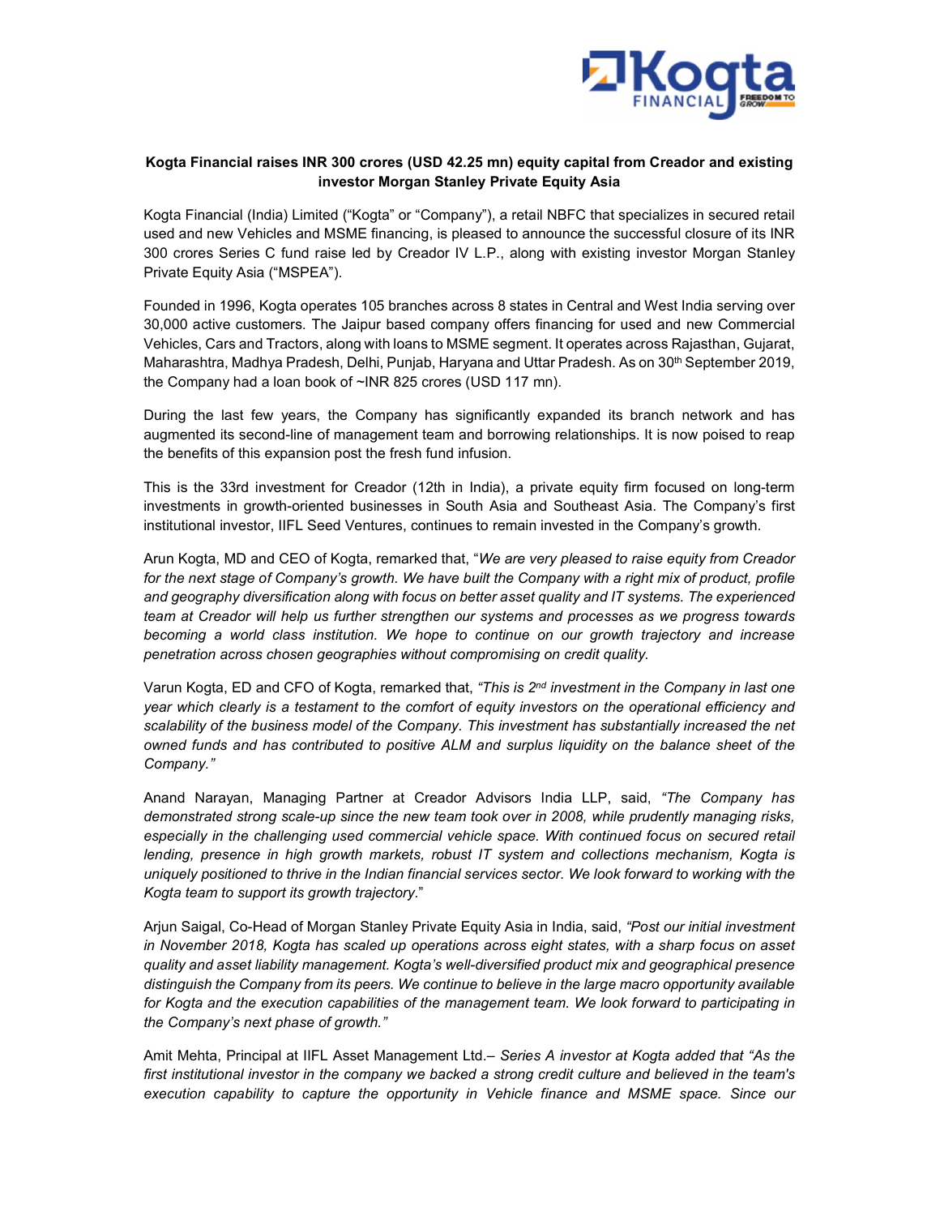**Kogta Financial raises INR 300 crores (USD 42.25 mn) equity capital from Creador and existing investor Morgan Stanley Private Equity Asia**

Kogta Financial (India) Limited ("Kogta" or "Company"), a retail NBFC that specializes in secured retail used and new Vehicles and MSME financing, is pleased to announce the successful closure of its INR 300 crores Series C fund raise led by Creador IV L.P., along with existing investor Morgan Stanley Private Equity Asia ("MSPEA").

Founded in 1996, Kogta operates 105 branches across 8 states in Central and West India serving over 30,000 active customers. The Jaipur based company offers financing for used and new Commercial Vehicles, Cars and Tractors, along with loans to MSME segment. It operates across Rajasthan, Gujarat, Maharashtra, Madhya Pradesh, Delhi, Punjab, Haryana and Uttar Pradesh. As on 30th September 2019, the Company had a loan book of ~INR 825 crores (USD 117 mn).

During the last few years, the Company has significantly expanded its branch network and has augmented its second-line of management team and borrowing relationships. It is now poised to reap the benefits of this expansion post the fresh fund infusion.

This is the 33rd investment for Creador (12th in India), a private equity firm focused on long-term investments in growth-oriented businesses in South Asia and Southeast Asia. The Company's first institutional investor, IIFL Seed Ventures, continues to remain invested in the Company's growth.

Arun Kogta, MD and CEO of Kogta, remarked that, "*We are very pleased to raise equity from Creador for the next stage of Company's growth. We have built the Company with a right mix of product, profile and geography diversification along with focus on better asset quality and IT systems. The experienced team at Creador will help us further strengthen our systems and processes as we progress towards becoming a world class institution. We hope to continue on our growth trajectory and increase penetration across chosen geographies without compromising on credit quality.*

Varun Kogta, ED and CFO of Kogta, remarked that, *"This is 2nd investment in the Company in last one year which clearly is a testament to the comfort of equity investors on the operational efficiency and scalability of the business model of the Company. This investment has substantially increased the net owned funds and has contributed to positive ALM and surplus liquidity on the balance sheet of the Company."*

Anand Narayan, Managing Partner at Creador Advisors India LLP, said, *"The Company has demonstrated strong scale-up since the new team took over in 2008, while prudently managing risks, especially in the challenging used commercial vehicle space. With continued focus on secured retail lending, presence in high growth markets, robust IT system and collections mechanism, Kogta is uniquely positioned to thrive in the Indian financial services sector. We look forward to working with the Kogta team to support its growth trajectory.*"

Arjun Saigal, Co-Head of Morgan Stanley Private Equity Asia in India, said, *"Post our initial investment in November 2018, Kogta has scaled up operations across eight states, with a sharp focus on asset quality and asset liability management. Kogta's well-diversified product mix and geographical presence distinguish the Company from its peers. We continue to believe in the large macro opportunity available for Kogta and the execution capabilities of the management team. We look forward to participating in the Company's next phase of growth."*

Amit Mehta, Principal at IIFL Asset Management Ltd.– *Series A investor at Kogta added that "As the first institutional investor in the company we backed a strong credit culture and believed in the team's execution capability to capture the opportunity in Vehicle finance and MSME space. Since our*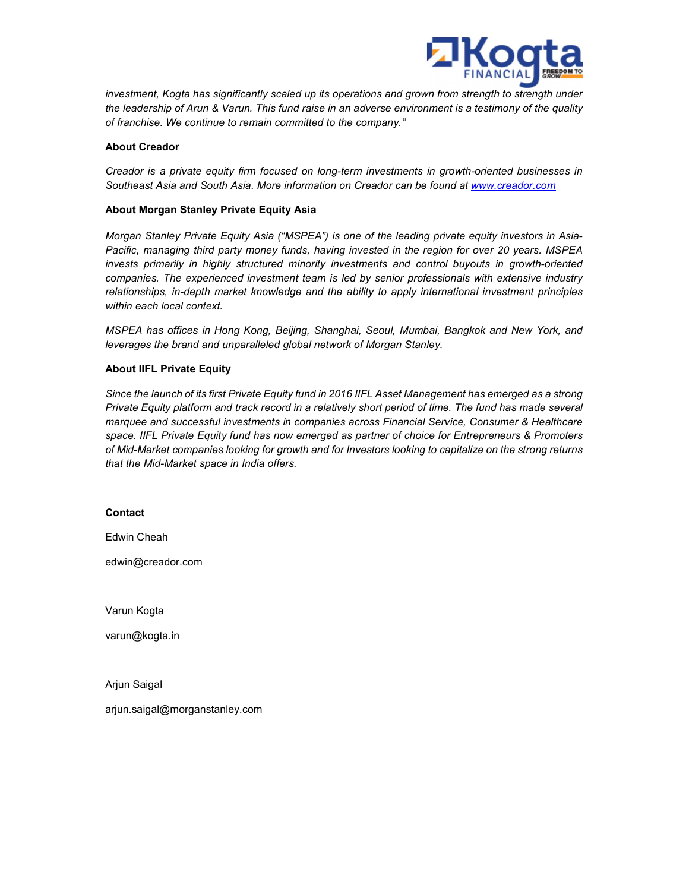*investment, Kogta has significantly scaled up its operations and grown from strength to strength under the leadership of Arun & Varun. This fund raise in an adverse environment is a testimony of the quality of franchise. We continue to remain committed to the company."*

**About Creador**

*Creador is a private equity firm focused on long-term investments in growth-oriented businesses in Southeast Asia and South Asia. More information on Creador can be found at [www.creador.com](http://www.creador.com)*

**About Morgan Stanley Private Equity Asia**

*Morgan Stanley Private Equity Asia ("MSPEA") is one of the leading private equity investors in Asia-Pacific, managing third party money funds, having invested in the region for over 20 years. MSPEA invests primarily in highly structured minority investments and control buyouts in growth-oriented companies. The experienced investment team is led by senior professionals with extensive industry relationships, in-depth market knowledge and the ability to apply international investment principles within each local context.*

*MSPEA has offices in Hong Kong, Beijing, Shanghai, Seoul, Mumbai, Bangkok and New York, and leverages the brand and unparalleled global network of Morgan Stanley.*

**About IIFL Private Equity**

*Since the launch of its first Private Equity fund in 2016 IIFL Asset Management has emerged as a strong Private Equity platform and track record in a relatively short period of time. The fund has made several marquee and successful investments in companies across Financial Service, Consumer & Healthcare space. IIFL Private Equity fund has now emerged as partner of choice for Entrepreneurs & Promoters of Mid-Market companies looking for growth and for Investors looking to capitalize on the strong returns that the Mid-Market space in India offers.*

**Contact**

Edwin Cheah

edwin@creador.com

Varun Kogta

varun@kogta.in

Arjun Saigal

arjun.saigal@morganstanley.com